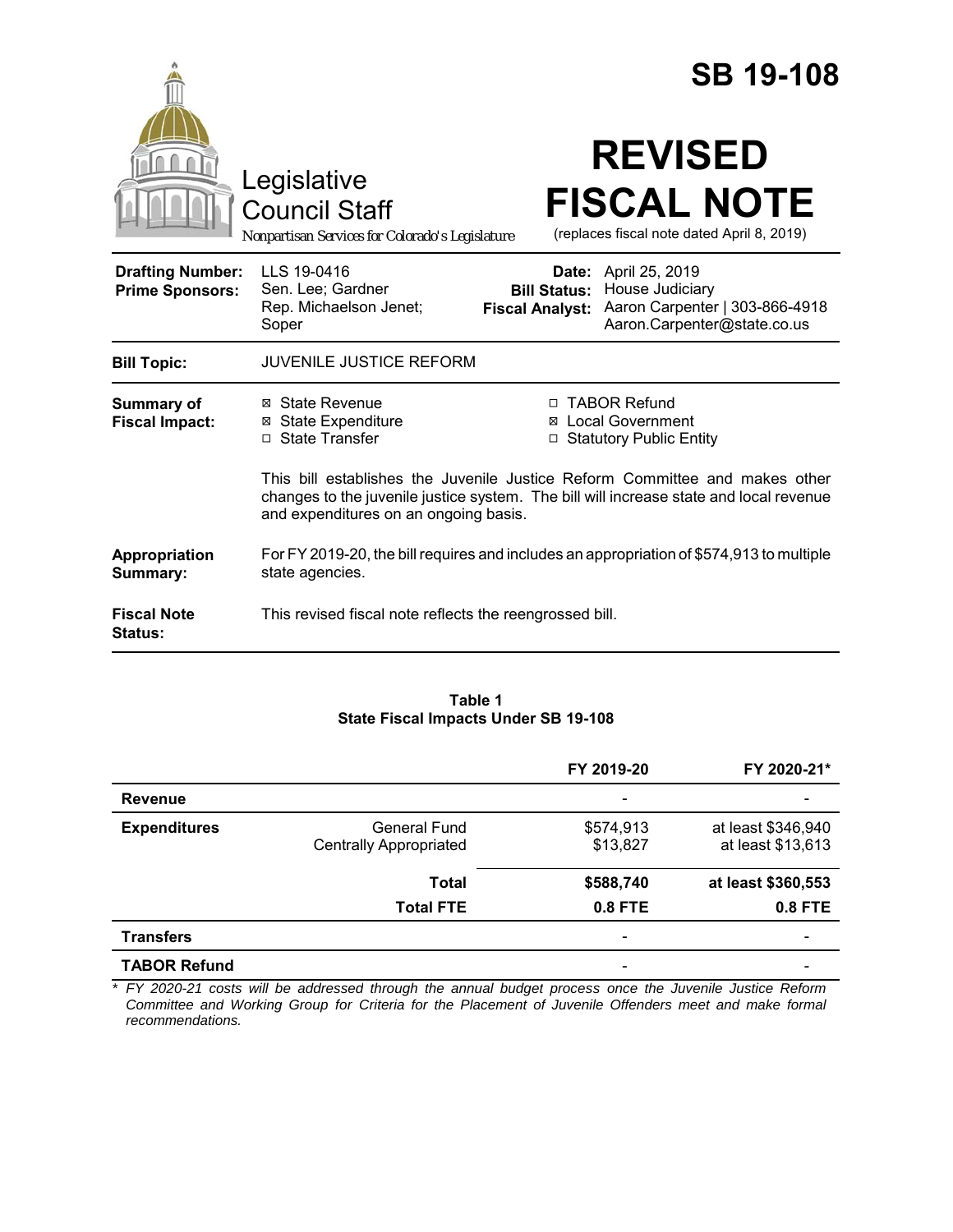# SB 19-108

Legislative Council Staff

*Nonpartisan Services for Colorado's Legislature*

# REVISED FISCAL NOTE

(replaces fiscal note dated April 8, 2019)

| | | | |
|---|---|---|---|
| **Drafting Number:** | LLS 19-0416 | **Date:** | April 25, 2019 |
| **Prime Sponsors:** | Sen. Lee; Gardner<br>Rep. Michaelson Jenet; Soper | **Bill Status:** | House Judiciary |
| | | **Fiscal Analyst:** | Aaron Carpenter \| 303-866-4918<br>Aaron.Carpenter@state.co.us |

**Bill Topic:** JUVENILE JUSTICE REFORM

**Summary of Fiscal Impact:**

- ☒ State Revenue
- ☒ State Expenditure
- ☐ State Transfer
- ☐ TABOR Refund
- ☒ Local Government
- ☐ Statutory Public Entity

This bill establishes the Juvenile Justice Reform Committee and makes other changes to the juvenile justice system. The bill will increase state and local revenue and expenditures on an ongoing basis.

**Appropriation Summary:** For FY 2019-20, the bill requires and includes an appropriation of $574,913 to multiple state agencies.

**Fiscal Note Status:** This revised fiscal note reflects the reengrossed bill.

**Table 1**
**State Fiscal Impacts Under SB 19-108**

| | | FY 2019-20 | FY 2020-21* |
|---|---|---|---|
| **Revenue** | | - | - |
| **Expenditures** | General Fund | $574,913 | at least $346,940 |
| | Centrally Appropriated | $13,827 | at least $13,613 |
| | **Total** | **$588,740** | **at least $360,553** |
| | **Total FTE** | **0.8 FTE** | **0.8 FTE** |
| **Transfers** | | - | - |
| **TABOR Refund** | | - | - |

*\* FY 2020-21 costs will be addressed through the annual budget process once the Juvenile Justice Reform Committee and Working Group for Criteria for the Placement of Juvenile Offenders meet and make formal recommendations.*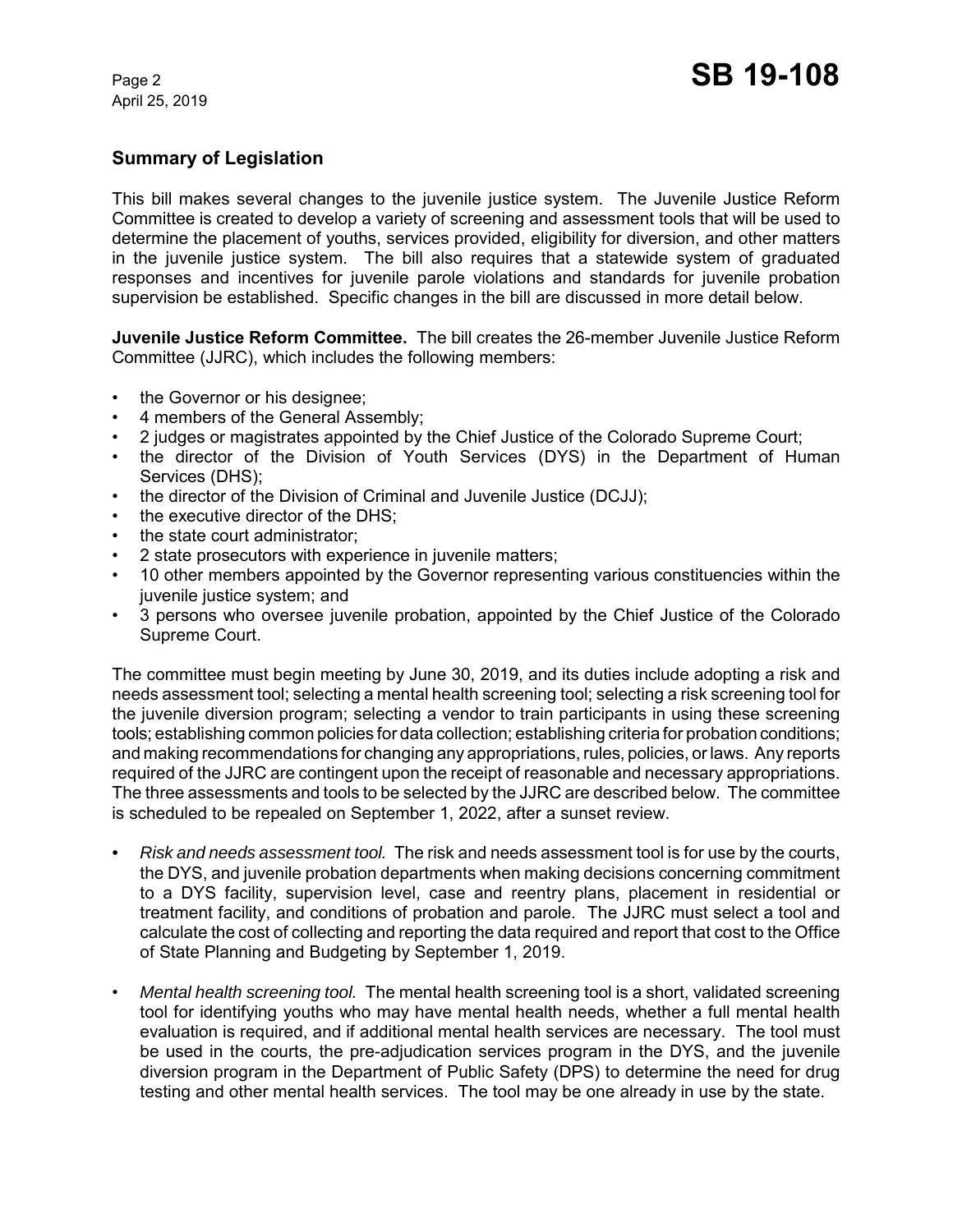## Summary of Legislation

This bill makes several changes to the juvenile justice system. The Juvenile Justice Reform Committee is created to develop a variety of screening and assessment tools that will be used to determine the placement of youths, services provided, eligibility for diversion, and other matters in the juvenile justice system. The bill also requires that a statewide system of graduated responses and incentives for juvenile parole violations and standards for juvenile probation supervision be established. Specific changes in the bill are discussed in more detail below.

**Juvenile Justice Reform Committee.** The bill creates the 26-member Juvenile Justice Reform Committee (JJRC), which includes the following members:

- the Governor or his designee;
- 4 members of the General Assembly;
- 2 judges or magistrates appointed by the Chief Justice of the Colorado Supreme Court;
- the director of the Division of Youth Services (DYS) in the Department of Human Services (DHS);
- the director of the Division of Criminal and Juvenile Justice (DCJJ);
- the executive director of the DHS;
- the state court administrator;
- 2 state prosecutors with experience in juvenile matters;
- 10 other members appointed by the Governor representing various constituencies within the juvenile justice system; and
- 3 persons who oversee juvenile probation, appointed by the Chief Justice of the Colorado Supreme Court.

The committee must begin meeting by June 30, 2019, and its duties include adopting a risk and needs assessment tool; selecting a mental health screening tool; selecting a risk screening tool for the juvenile diversion program; selecting a vendor to train participants in using these screening tools; establishing common policies for data collection; establishing criteria for probation conditions; and making recommendations for changing any appropriations, rules, policies, or laws. Any reports required of the JJRC are contingent upon the receipt of reasonable and necessary appropriations. The three assessments and tools to be selected by the JJRC are described below. The committee is scheduled to be repealed on September 1, 2022, after a sunset review.

- *Risk and needs assessment tool.* The risk and needs assessment tool is for use by the courts, the DYS, and juvenile probation departments when making decisions concerning commitment to a DYS facility, supervision level, case and reentry plans, placement in residential or treatment facility, and conditions of probation and parole. The JJRC must select a tool and calculate the cost of collecting and reporting the data required and report that cost to the Office of State Planning and Budgeting by September 1, 2019.

- *Mental health screening tool.* The mental health screening tool is a short, validated screening tool for identifying youths who may have mental health needs, whether a full mental health evaluation is required, and if additional mental health services are necessary. The tool must be used in the courts, the pre-adjudication services program in the DYS, and the juvenile diversion program in the Department of Public Safety (DPS) to determine the need for drug testing and other mental health services. The tool may be one already in use by the state.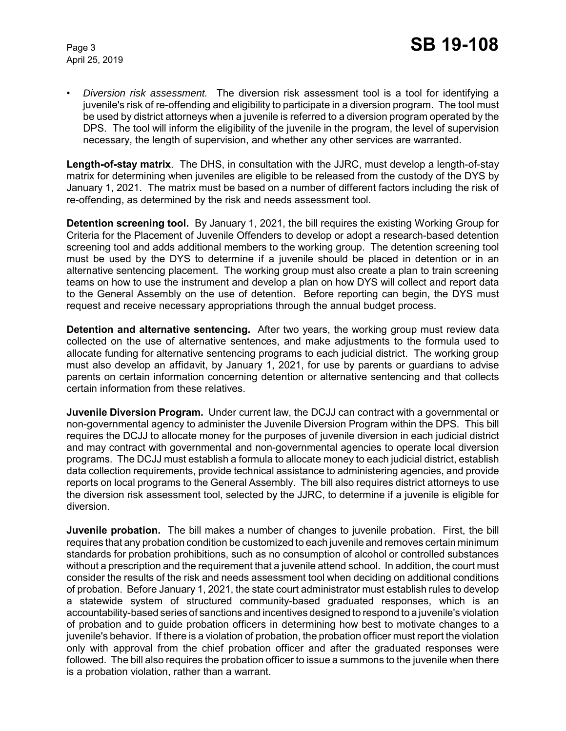- *Diversion risk assessment.* The diversion risk assessment tool is a tool for identifying a juvenile's risk of re-offending and eligibility to participate in a diversion program. The tool must be used by district attorneys when a juvenile is referred to a diversion program operated by the DPS. The tool will inform the eligibility of the juvenile in the program, the level of supervision necessary, the length of supervision, and whether any other services are warranted.

**Length-of-stay matrix**. The DHS, in consultation with the JJRC, must develop a length-of-stay matrix for determining when juveniles are eligible to be released from the custody of the DYS by January 1, 2021. The matrix must be based on a number of different factors including the risk of re-offending, as determined by the risk and needs assessment tool.

**Detention screening tool.** By January 1, 2021, the bill requires the existing Working Group for Criteria for the Placement of Juvenile Offenders to develop or adopt a research-based detention screening tool and adds additional members to the working group. The detention screening tool must be used by the DYS to determine if a juvenile should be placed in detention or in an alternative sentencing placement. The working group must also create a plan to train screening teams on how to use the instrument and develop a plan on how DYS will collect and report data to the General Assembly on the use of detention. Before reporting can begin, the DYS must request and receive necessary appropriations through the annual budget process.

**Detention and alternative sentencing.** After two years, the working group must review data collected on the use of alternative sentences, and make adjustments to the formula used to allocate funding for alternative sentencing programs to each judicial district. The working group must also develop an affidavit, by January 1, 2021, for use by parents or guardians to advise parents on certain information concerning detention or alternative sentencing and that collects certain information from these relatives.

**Juvenile Diversion Program.** Under current law, the DCJJ can contract with a governmental or non-governmental agency to administer the Juvenile Diversion Program within the DPS. This bill requires the DCJJ to allocate money for the purposes of juvenile diversion in each judicial district and may contract with governmental and non-governmental agencies to operate local diversion programs. The DCJJ must establish a formula to allocate money to each judicial district, establish data collection requirements, provide technical assistance to administering agencies, and provide reports on local programs to the General Assembly. The bill also requires district attorneys to use the diversion risk assessment tool, selected by the JJRC, to determine if a juvenile is eligible for diversion.

**Juvenile probation.** The bill makes a number of changes to juvenile probation. First, the bill requires that any probation condition be customized to each juvenile and removes certain minimum standards for probation prohibitions, such as no consumption of alcohol or controlled substances without a prescription and the requirement that a juvenile attend school. In addition, the court must consider the results of the risk and needs assessment tool when deciding on additional conditions of probation. Before January 1, 2021, the state court administrator must establish rules to develop a statewide system of structured community-based graduated responses, which is an accountability-based series of sanctions and incentives designed to respond to a juvenile's violation of probation and to guide probation officers in determining how best to motivate changes to a juvenile's behavior. If there is a violation of probation, the probation officer must report the violation only with approval from the chief probation officer and after the graduated responses were followed. The bill also requires the probation officer to issue a summons to the juvenile when there is a probation violation, rather than a warrant.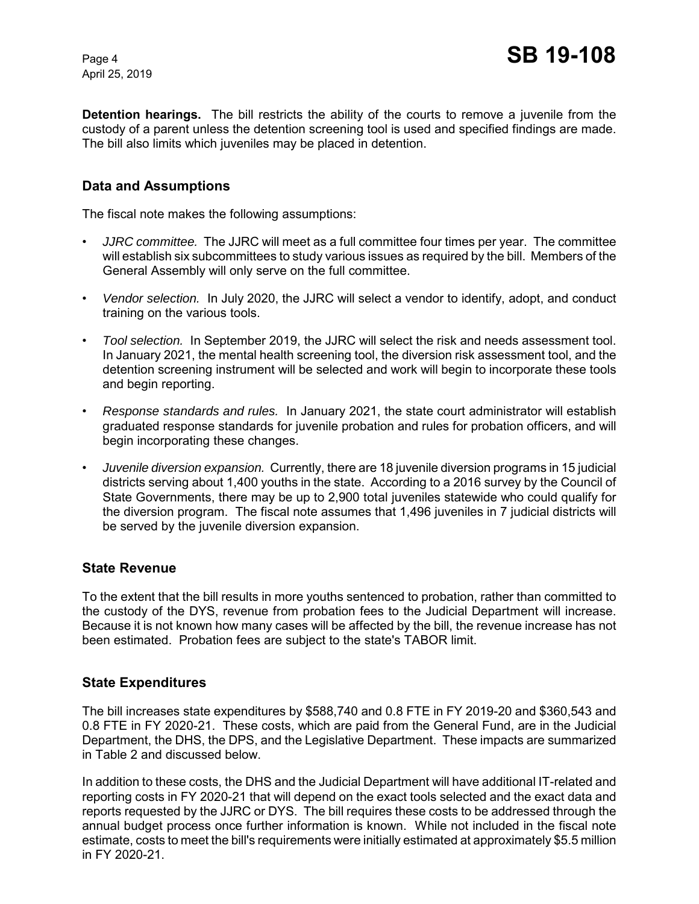**Detention hearings.** The bill restricts the ability of the courts to remove a juvenile from the custody of a parent unless the detention screening tool is used and specified findings are made. The bill also limits which juveniles may be placed in detention.

## Data and Assumptions

The fiscal note makes the following assumptions:

- *JJRC committee.* The JJRC will meet as a full committee four times per year. The committee will establish six subcommittees to study various issues as required by the bill. Members of the General Assembly will only serve on the full committee.
- *Vendor selection.* In July 2020, the JJRC will select a vendor to identify, adopt, and conduct training on the various tools.
- *Tool selection.* In September 2019, the JJRC will select the risk and needs assessment tool. In January 2021, the mental health screening tool, the diversion risk assessment tool, and the detention screening instrument will be selected and work will begin to incorporate these tools and begin reporting.
- *Response standards and rules.* In January 2021, the state court administrator will establish graduated response standards for juvenile probation and rules for probation officers, and will begin incorporating these changes.
- *Juvenile diversion expansion.* Currently, there are 18 juvenile diversion programs in 15 judicial districts serving about 1,400 youths in the state. According to a 2016 survey by the Council of State Governments, there may be up to 2,900 total juveniles statewide who could qualify for the diversion program. The fiscal note assumes that 1,496 juveniles in 7 judicial districts will be served by the juvenile diversion expansion.

## State Revenue

To the extent that the bill results in more youths sentenced to probation, rather than committed to the custody of the DYS, revenue from probation fees to the Judicial Department will increase. Because it is not known how many cases will be affected by the bill, the revenue increase has not been estimated. Probation fees are subject to the state's TABOR limit.

## State Expenditures

The bill increases state expenditures by $588,740 and 0.8 FTE in FY 2019-20 and $360,543 and 0.8 FTE in FY 2020-21. These costs, which are paid from the General Fund, are in the Judicial Department, the DHS, the DPS, and the Legislative Department. These impacts are summarized in Table 2 and discussed below.

In addition to these costs, the DHS and the Judicial Department will have additional IT-related and reporting costs in FY 2020-21 that will depend on the exact tools selected and the exact data and reports requested by the JJRC or DYS. The bill requires these costs to be addressed through the annual budget process once further information is known. While not included in the fiscal note estimate, costs to meet the bill's requirements were initially estimated at approximately $5.5 million in FY 2020-21.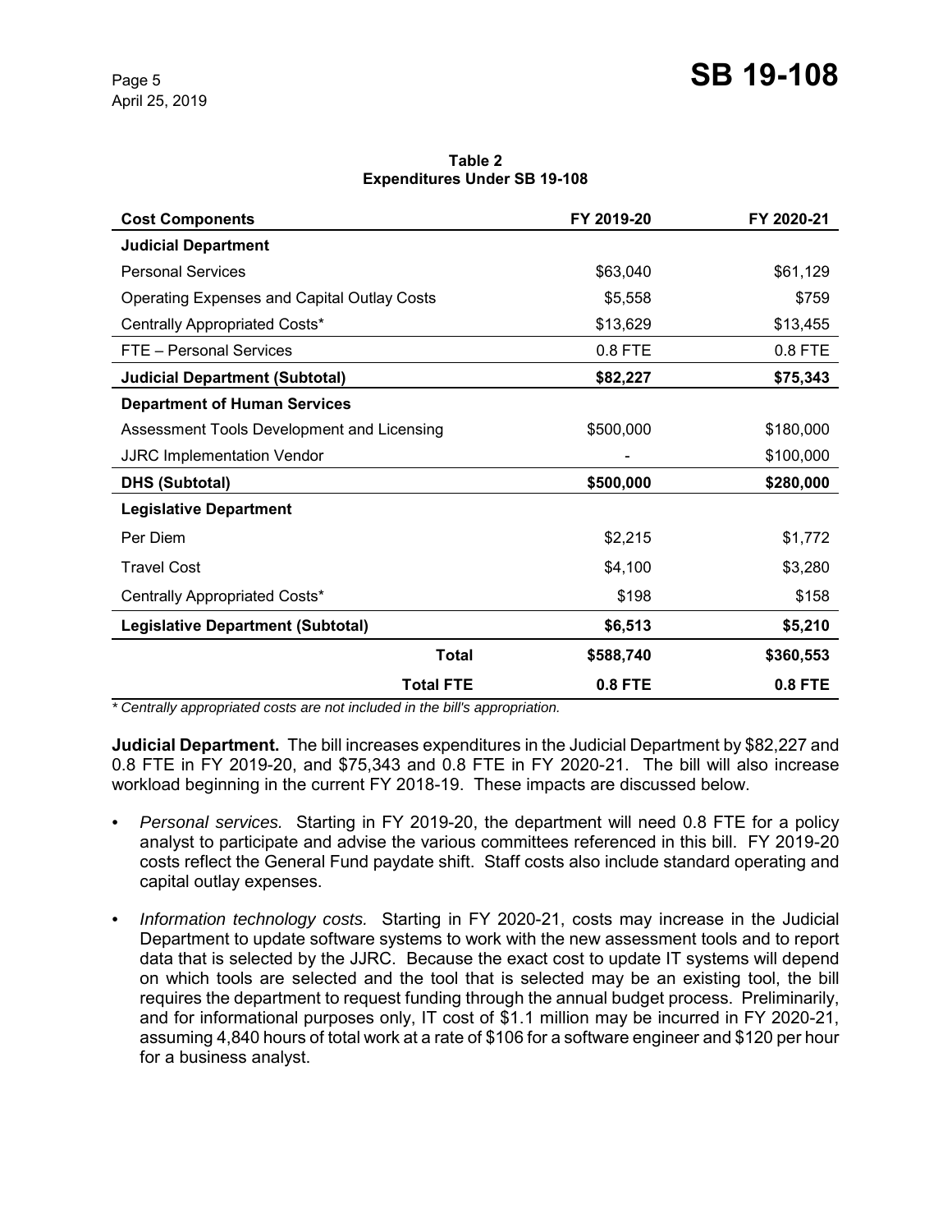**Table 2**
**Expenditures Under SB 19-108**

| Cost Components | FY 2019-20 | FY 2020-21 |
|---|---|---|
| **Judicial Department** | | |
| Personal Services | $63,040 | $61,129 |
| Operating Expenses and Capital Outlay Costs | $5,558 | $759 |
| Centrally Appropriated Costs* | $13,629 | $13,455 |
| FTE – Personal Services | 0.8 FTE | 0.8 FTE |
| **Judicial Department (Subtotal)** | **$82,227** | **$75,343** |
| **Department of Human Services** | | |
| Assessment Tools Development and Licensing | $500,000 | $180,000 |
| JJRC Implementation Vendor | - | $100,000 |
| **DHS (Subtotal)** | **$500,000** | **$280,000** |
| **Legislative Department** | | |
| Per Diem | $2,215 | $1,772 |
| Travel Cost | $4,100 | $3,280 |
| Centrally Appropriated Costs* | $198 | $158 |
| **Legislative Department (Subtotal)** | **$6,513** | **$5,210** |
| **Total** | **$588,740** | **$360,553** |
| **Total FTE** | **0.8 FTE** | **0.8 FTE** |

*\* Centrally appropriated costs are not included in the bill's appropriation.*

**Judicial Department.** The bill increases expenditures in the Judicial Department by $82,227 and 0.8 FTE in FY 2019-20, and $75,343 and 0.8 FTE in FY 2020-21. The bill will also increase workload beginning in the current FY 2018-19. These impacts are discussed below.

- *Personal services.* Starting in FY 2019-20, the department will need 0.8 FTE for a policy analyst to participate and advise the various committees referenced in this bill. FY 2019-20 costs reflect the General Fund paydate shift. Staff costs also include standard operating and capital outlay expenses.
- *Information technology costs.* Starting in FY 2020-21, costs may increase in the Judicial Department to update software systems to work with the new assessment tools and to report data that is selected by the JJRC. Because the exact cost to update IT systems will depend on which tools are selected and the tool that is selected may be an existing tool, the bill requires the department to request funding through the annual budget process. Preliminarily, and for informational purposes only, IT cost of $1.1 million may be incurred in FY 2020-21, assuming 4,840 hours of total work at a rate of $106 for a software engineer and $120 per hour for a business analyst.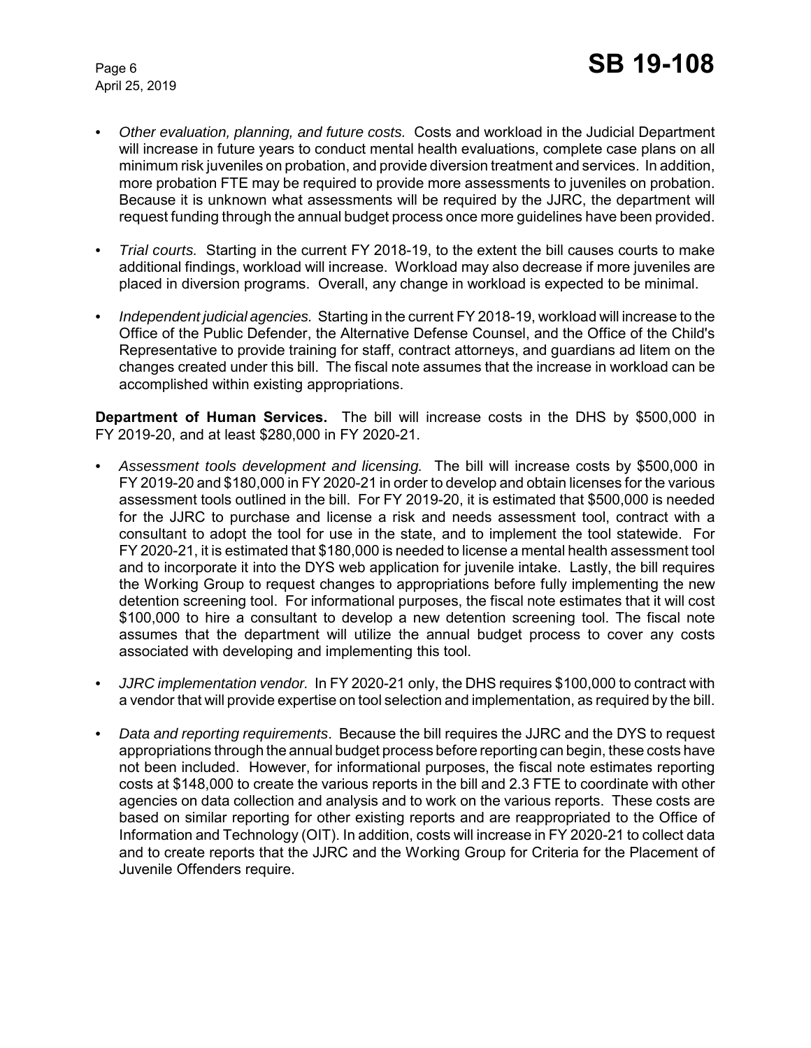- *Other evaluation, planning, and future costs.* Costs and workload in the Judicial Department will increase in future years to conduct mental health evaluations, complete case plans on all minimum risk juveniles on probation, and provide diversion treatment and services. In addition, more probation FTE may be required to provide more assessments to juveniles on probation. Because it is unknown what assessments will be required by the JJRC, the department will request funding through the annual budget process once more guidelines have been provided.

- *Trial courts.* Starting in the current FY 2018-19, to the extent the bill causes courts to make additional findings, workload will increase. Workload may also decrease if more juveniles are placed in diversion programs. Overall, any change in workload is expected to be minimal.

- *Independent judicial agencies.* Starting in the current FY 2018-19, workload will increase to the Office of the Public Defender, the Alternative Defense Counsel, and the Office of the Child's Representative to provide training for staff, contract attorneys, and guardians ad litem on the changes created under this bill. The fiscal note assumes that the increase in workload can be accomplished within existing appropriations.

**Department of Human Services.** The bill will increase costs in the DHS by $500,000 in FY 2019-20, and at least $280,000 in FY 2020-21.

- *Assessment tools development and licensing.* The bill will increase costs by $500,000 in FY 2019-20 and $180,000 in FY 2020-21 in order to develop and obtain licenses for the various assessment tools outlined in the bill. For FY 2019-20, it is estimated that $500,000 is needed for the JJRC to purchase and license a risk and needs assessment tool, contract with a consultant to adopt the tool for use in the state, and to implement the tool statewide. For FY 2020-21, it is estimated that $180,000 is needed to license a mental health assessment tool and to incorporate it into the DYS web application for juvenile intake. Lastly, the bill requires the Working Group to request changes to appropriations before fully implementing the new detention screening tool. For informational purposes, the fiscal note estimates that it will cost $100,000 to hire a consultant to develop a new detention screening tool. The fiscal note assumes that the department will utilize the annual budget process to cover any costs associated with developing and implementing this tool.

- *JJRC implementation vendor.* In FY 2020-21 only, the DHS requires $100,000 to contract with a vendor that will provide expertise on tool selection and implementation, as required by the bill.

- *Data and reporting requirements*. Because the bill requires the JJRC and the DYS to request appropriations through the annual budget process before reporting can begin, these costs have not been included. However, for informational purposes, the fiscal note estimates reporting costs at $148,000 to create the various reports in the bill and 2.3 FTE to coordinate with other agencies on data collection and analysis and to work on the various reports. These costs are based on similar reporting for other existing reports and are reappropriated to the Office of Information and Technology (OIT). In addition, costs will increase in FY 2020-21 to collect data and to create reports that the JJRC and the Working Group for Criteria for the Placement of Juvenile Offenders require.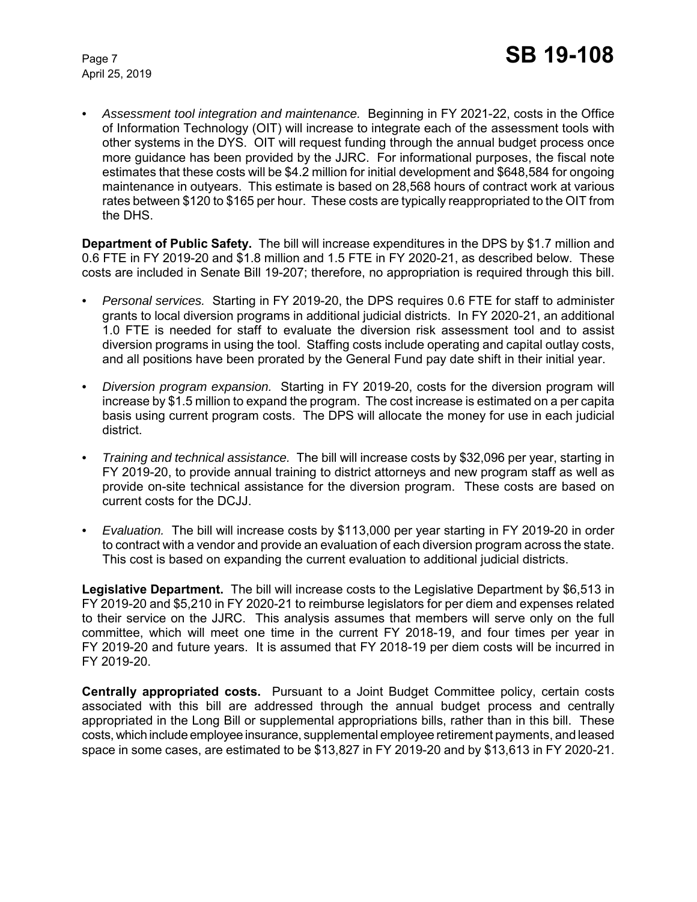- *Assessment tool integration and maintenance.* Beginning in FY 2021-22, costs in the Office of Information Technology (OIT) will increase to integrate each of the assessment tools with other systems in the DYS. OIT will request funding through the annual budget process once more guidance has been provided by the JJRC. For informational purposes, the fiscal note estimates that these costs will be $4.2 million for initial development and $648,584 for ongoing maintenance in outyears. This estimate is based on 28,568 hours of contract work at various rates between $120 to $165 per hour. These costs are typically reappropriated to the OIT from the DHS.

**Department of Public Safety.** The bill will increase expenditures in the DPS by $1.7 million and 0.6 FTE in FY 2019-20 and $1.8 million and 1.5 FTE in FY 2020-21, as described below. These costs are included in Senate Bill 19-207; therefore, no appropriation is required through this bill.

- *Personal services.* Starting in FY 2019-20, the DPS requires 0.6 FTE for staff to administer grants to local diversion programs in additional judicial districts. In FY 2020-21, an additional 1.0 FTE is needed for staff to evaluate the diversion risk assessment tool and to assist diversion programs in using the tool. Staffing costs include operating and capital outlay costs, and all positions have been prorated by the General Fund pay date shift in their initial year.
- *Diversion program expansion.* Starting in FY 2019-20, costs for the diversion program will increase by $1.5 million to expand the program. The cost increase is estimated on a per capita basis using current program costs. The DPS will allocate the money for use in each judicial district.
- *Training and technical assistance.* The bill will increase costs by $32,096 per year, starting in FY 2019-20, to provide annual training to district attorneys and new program staff as well as provide on-site technical assistance for the diversion program. These costs are based on current costs for the DCJJ.
- *Evaluation.* The bill will increase costs by $113,000 per year starting in FY 2019-20 in order to contract with a vendor and provide an evaluation of each diversion program across the state. This cost is based on expanding the current evaluation to additional judicial districts.

**Legislative Department.** The bill will increase costs to the Legislative Department by $6,513 in FY 2019-20 and $5,210 in FY 2020-21 to reimburse legislators for per diem and expenses related to their service on the JJRC. This analysis assumes that members will serve only on the full committee, which will meet one time in the current FY 2018-19, and four times per year in FY 2019-20 and future years. It is assumed that FY 2018-19 per diem costs will be incurred in FY 2019-20.

**Centrally appropriated costs.** Pursuant to a Joint Budget Committee policy, certain costs associated with this bill are addressed through the annual budget process and centrally appropriated in the Long Bill or supplemental appropriations bills, rather than in this bill. These costs, which include employee insurance, supplemental employee retirement payments, and leased space in some cases, are estimated to be $13,827 in FY 2019-20 and by $13,613 in FY 2020-21.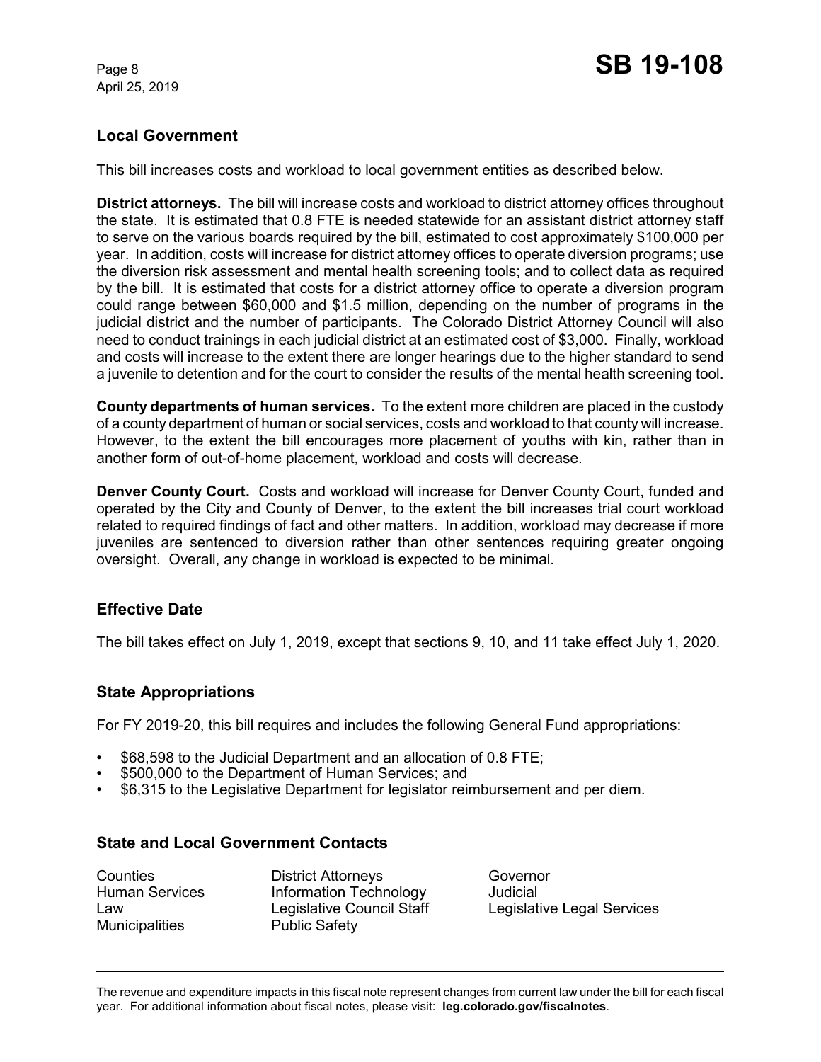## Local Government

This bill increases costs and workload to local government entities as described below.

**District attorneys.** The bill will increase costs and workload to district attorney offices throughout the state. It is estimated that 0.8 FTE is needed statewide for an assistant district attorney staff to serve on the various boards required by the bill, estimated to cost approximately $100,000 per year. In addition, costs will increase for district attorney offices to operate diversion programs; use the diversion risk assessment and mental health screening tools; and to collect data as required by the bill. It is estimated that costs for a district attorney office to operate a diversion program could range between $60,000 and $1.5 million, depending on the number of programs in the judicial district and the number of participants. The Colorado District Attorney Council will also need to conduct trainings in each judicial district at an estimated cost of $3,000. Finally, workload and costs will increase to the extent there are longer hearings due to the higher standard to send a juvenile to detention and for the court to consider the results of the mental health screening tool.

**County departments of human services.** To the extent more children are placed in the custody of a county department of human or social services, costs and workload to that county will increase. However, to the extent the bill encourages more placement of youths with kin, rather than in another form of out-of-home placement, workload and costs will decrease.

**Denver County Court.** Costs and workload will increase for Denver County Court, funded and operated by the City and County of Denver, to the extent the bill increases trial court workload related to required findings of fact and other matters. In addition, workload may decrease if more juveniles are sentenced to diversion rather than other sentences requiring greater ongoing oversight. Overall, any change in workload is expected to be minimal.

## Effective Date

The bill takes effect on July 1, 2019, except that sections 9, 10, and 11 take effect July 1, 2020.

## State Appropriations

For FY 2019-20, this bill requires and includes the following General Fund appropriations:

- $68,598 to the Judicial Department and an allocation of 0.8 FTE;
- $500,000 to the Department of Human Services; and
- $6,315 to the Legislative Department for legislator reimbursement and per diem.

## State and Local Government Contacts

| | | |
|---|---|---|
| Counties | District Attorneys | Governor |
| Human Services | Information Technology | Judicial |
| Law | Legislative Council Staff | Legislative Legal Services |
| Municipalities | Public Safety | |

The revenue and expenditure impacts in this fiscal note represent changes from current law under the bill for each fiscal year. For additional information about fiscal notes, please visit: **leg.colorado.gov/fiscalnotes**.